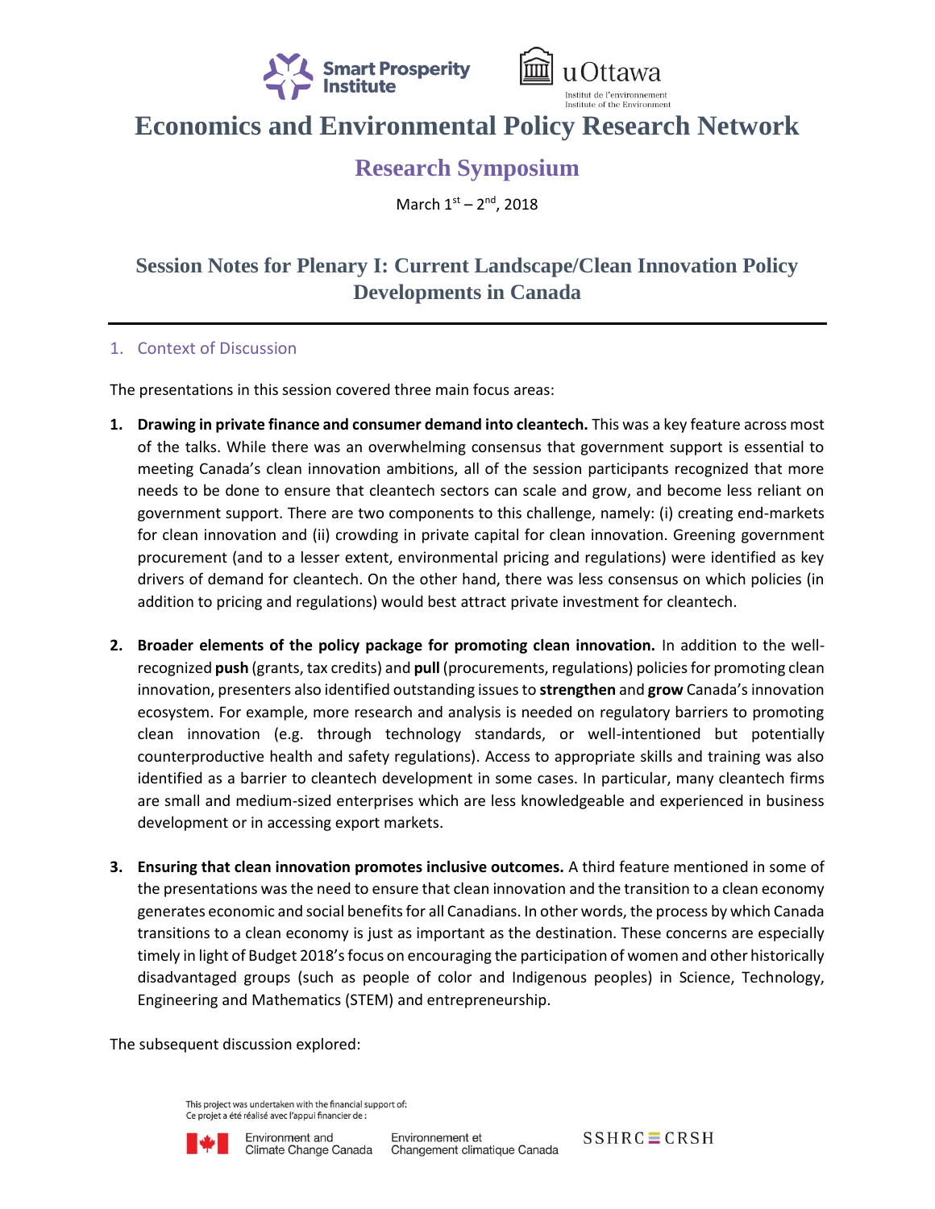# Economics and Environmental Policy Research Network

## Research Symposium

March 1st – 2nd, 2018

## Session Notes for Plenary I: Current Landscape/Clean Innovation Policy Developments in Canada

### 1. Context of Discussion

The presentations in this session covered three main focus areas:

1. **Drawing in private finance and consumer demand into cleantech.** This was a key feature across most of the talks. While there was an overwhelming consensus that government support is essential to meeting Canada's clean innovation ambitions, all of the session participants recognized that more needs to be done to ensure that cleantech sectors can scale and grow, and become less reliant on government support. There are two components to this challenge, namely: (i) creating end-markets for clean innovation and (ii) crowding in private capital for clean innovation. Greening government procurement (and to a lesser extent, environmental pricing and regulations) were identified as key drivers of demand for cleantech. On the other hand, there was less consensus on which policies (in addition to pricing and regulations) would best attract private investment for cleantech.

2. **Broader elements of the policy package for promoting clean innovation.** In addition to the well-recognized **push** (grants, tax credits) and **pull** (procurements, regulations) policies for promoting clean innovation, presenters also identified outstanding issues to **strengthen** and **grow** Canada's innovation ecosystem. For example, more research and analysis is needed on regulatory barriers to promoting clean innovation (e.g. through technology standards, or well-intentioned but potentially counterproductive health and safety regulations). Access to appropriate skills and training was also identified as a barrier to cleantech development in some cases. In particular, many cleantech firms are small and medium-sized enterprises which are less knowledgeable and experienced in business development or in accessing export markets.

3. **Ensuring that clean innovation promotes inclusive outcomes.** A third feature mentioned in some of the presentations was the need to ensure that clean innovation and the transition to a clean economy generates economic and social benefits for all Canadians. In other words, the process by which Canada transitions to a clean economy is just as important as the destination. These concerns are especially timely in light of Budget 2018's focus on encouraging the participation of women and other historically disadvantaged groups (such as people of color and Indigenous peoples) in Science, Technology, Engineering and Mathematics (STEM) and entrepreneurship.

The subsequent discussion explored: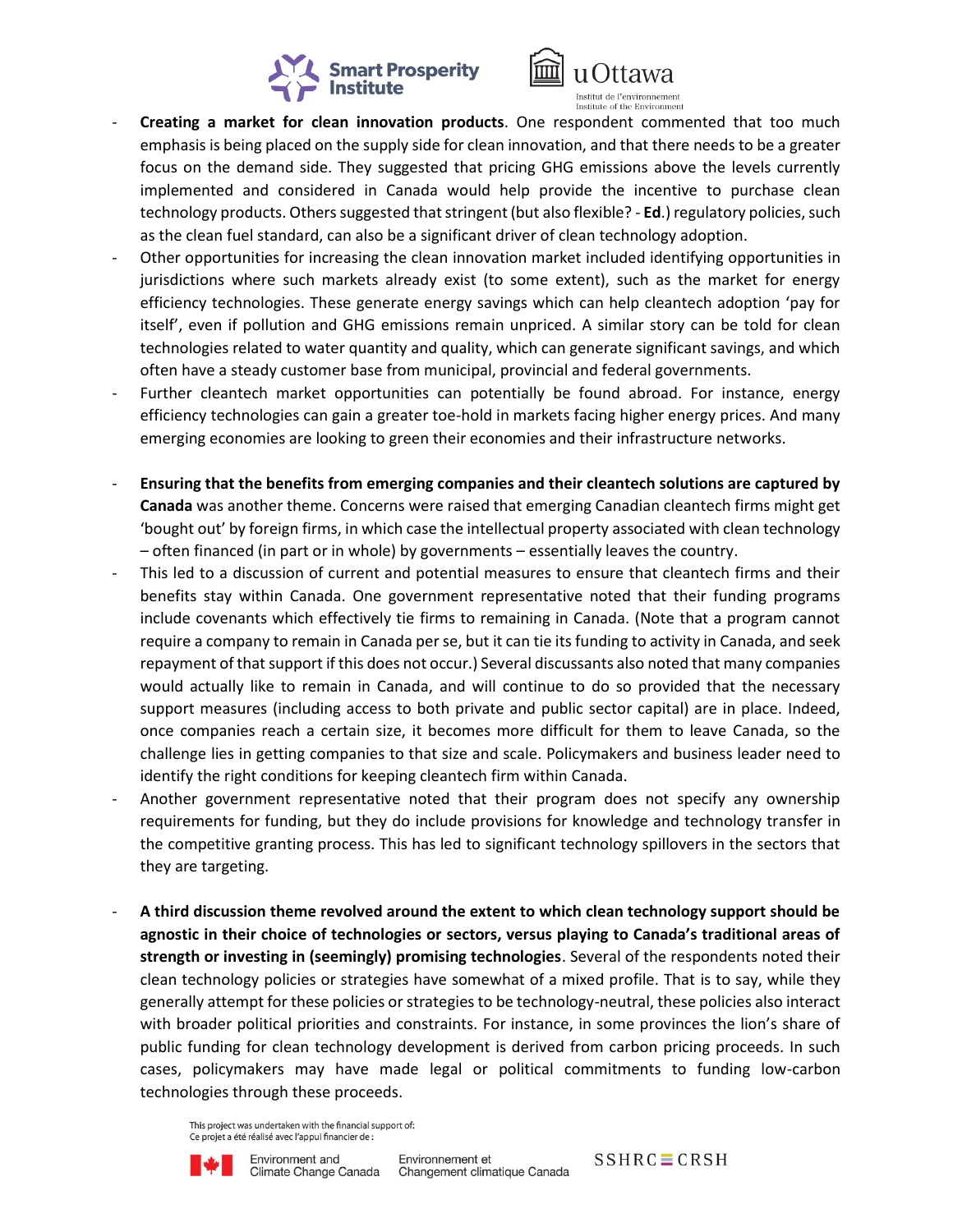- **Creating a market for clean innovation products**. One respondent commented that too much emphasis is being placed on the supply side for clean innovation, and that there needs to be a greater focus on the demand side. They suggested that pricing GHG emissions above the levels currently implemented and considered in Canada would help provide the incentive to purchase clean technology products. Others suggested that stringent (but also flexible? - **Ed**.) regulatory policies, such as the clean fuel standard, can also be a significant driver of clean technology adoption.
- Other opportunities for increasing the clean innovation market included identifying opportunities in jurisdictions where such markets already exist (to some extent), such as the market for energy efficiency technologies. These generate energy savings which can help cleantech adoption 'pay for itself', even if pollution and GHG emissions remain unpriced. A similar story can be told for clean technologies related to water quantity and quality, which can generate significant savings, and which often have a steady customer base from municipal, provincial and federal governments.
- Further cleantech market opportunities can potentially be found abroad. For instance, energy efficiency technologies can gain a greater toe-hold in markets facing higher energy prices. And many emerging economies are looking to green their economies and their infrastructure networks.

- **Ensuring that the benefits from emerging companies and their cleantech solutions are captured by Canada** was another theme. Concerns were raised that emerging Canadian cleantech firms might get 'bought out' by foreign firms, in which case the intellectual property associated with clean technology – often financed (in part or in whole) by governments – essentially leaves the country.
- This led to a discussion of current and potential measures to ensure that cleantech firms and their benefits stay within Canada. One government representative noted that their funding programs include covenants which effectively tie firms to remaining in Canada. (Note that a program cannot require a company to remain in Canada per se, but it can tie its funding to activity in Canada, and seek repayment of that support if this does not occur.) Several discussants also noted that many companies would actually like to remain in Canada, and will continue to do so provided that the necessary support measures (including access to both private and public sector capital) are in place. Indeed, once companies reach a certain size, it becomes more difficult for them to leave Canada, so the challenge lies in getting companies to that size and scale. Policymakers and business leader need to identify the right conditions for keeping cleantech firm within Canada.
- Another government representative noted that their program does not specify any ownership requirements for funding, but they do include provisions for knowledge and technology transfer in the competitive granting process. This has led to significant technology spillovers in the sectors that they are targeting.

- **A third discussion theme revolved around the extent to which clean technology support should be agnostic in their choice of technologies or sectors, versus playing to Canada's traditional areas of strength or investing in (seemingly) promising technologies**. Several of the respondents noted their clean technology policies or strategies have somewhat of a mixed profile. That is to say, while they generally attempt for these policies or strategies to be technology-neutral, these policies also interact with broader political priorities and constraints. For instance, in some provinces the lion's share of public funding for clean technology development is derived from carbon pricing proceeds. In such cases, policymakers may have made legal or political commitments to funding low-carbon technologies through these proceeds.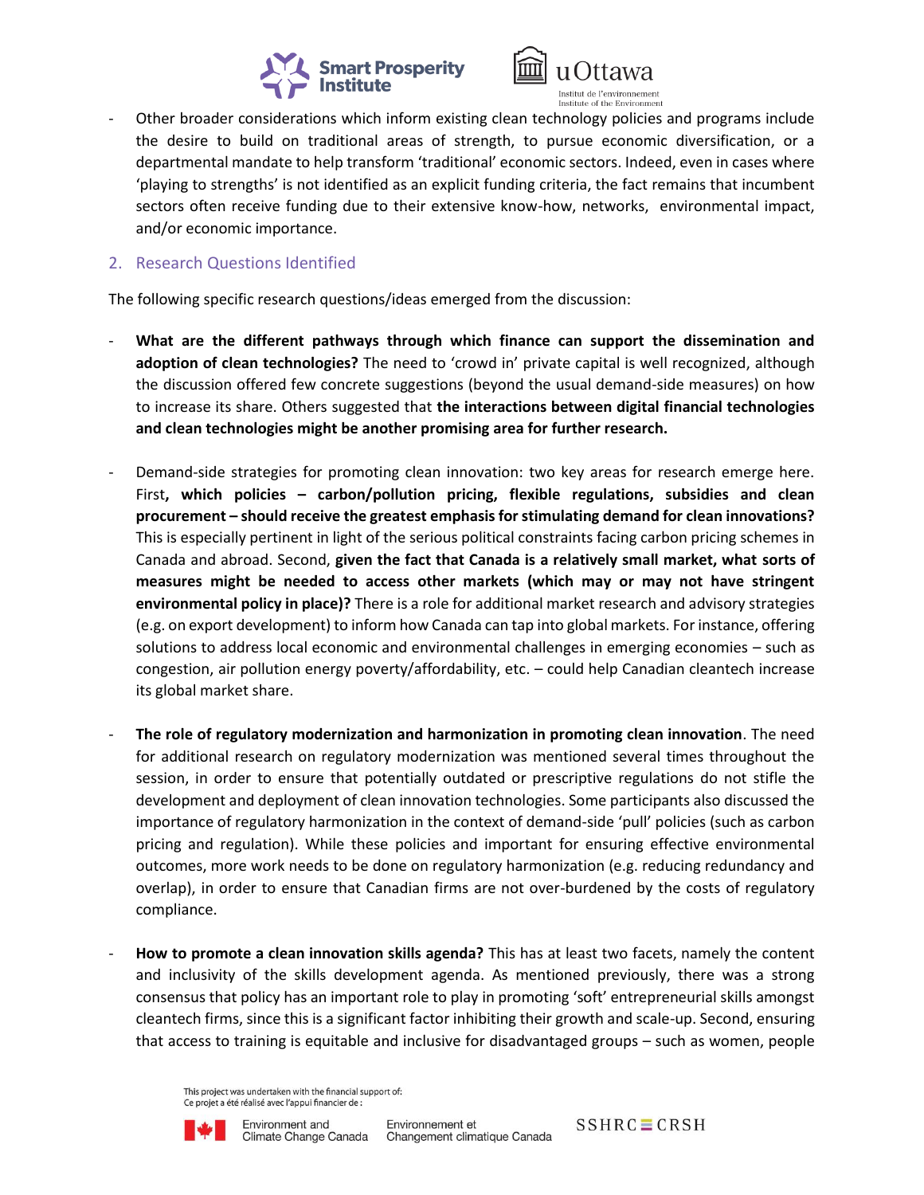- Other broader considerations which inform existing clean technology policies and programs include the desire to build on traditional areas of strength, to pursue economic diversification, or a departmental mandate to help transform 'traditional' economic sectors. Indeed, even in cases where 'playing to strengths' is not identified as an explicit funding criteria, the fact remains that incumbent sectors often receive funding due to their extensive know-how, networks, environmental impact, and/or economic importance.

## 2. Research Questions Identified

The following specific research questions/ideas emerged from the discussion:

- **What are the different pathways through which finance can support the dissemination and adoption of clean technologies?** The need to 'crowd in' private capital is well recognized, although the discussion offered few concrete suggestions (beyond the usual demand-side measures) on how to increase its share. Others suggested that **the interactions between digital financial technologies and clean technologies might be another promising area for further research.**

- Demand-side strategies for promoting clean innovation: two key areas for research emerge here. First**, which policies – carbon/pollution pricing, flexible regulations, subsidies and clean procurement – should receive the greatest emphasis for stimulating demand for clean innovations?** This is especially pertinent in light of the serious political constraints facing carbon pricing schemes in Canada and abroad. Second, **given the fact that Canada is a relatively small market, what sorts of measures might be needed to access other markets (which may or may not have stringent environmental policy in place)?** There is a role for additional market research and advisory strategies (e.g. on export development) to inform how Canada can tap into global markets. For instance, offering solutions to address local economic and environmental challenges in emerging economies – such as congestion, air pollution energy poverty/affordability, etc. – could help Canadian cleantech increase its global market share.

- **The role of regulatory modernization and harmonization in promoting clean innovation**. The need for additional research on regulatory modernization was mentioned several times throughout the session, in order to ensure that potentially outdated or prescriptive regulations do not stifle the development and deployment of clean innovation technologies. Some participants also discussed the importance of regulatory harmonization in the context of demand-side 'pull' policies (such as carbon pricing and regulation). While these policies and important for ensuring effective environmental outcomes, more work needs to be done on regulatory harmonization (e.g. reducing redundancy and overlap), in order to ensure that Canadian firms are not over-burdened by the costs of regulatory compliance.

- **How to promote a clean innovation skills agenda?** This has at least two facets, namely the content and inclusivity of the skills development agenda. As mentioned previously, there was a strong consensus that policy has an important role to play in promoting 'soft' entrepreneurial skills amongst cleantech firms, since this is a significant factor inhibiting their growth and scale-up. Second, ensuring that access to training is equitable and inclusive for disadvantaged groups – such as women, people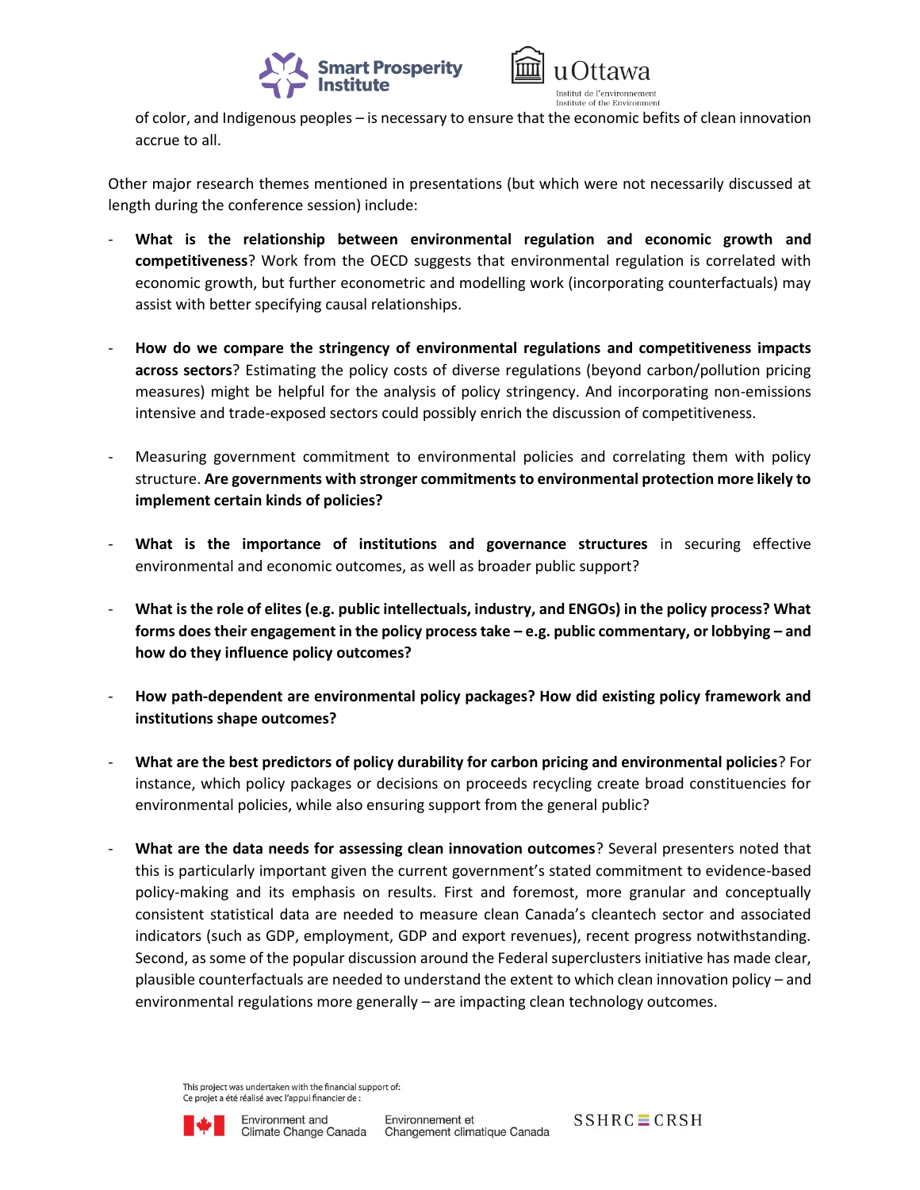of color, and Indigenous peoples – is necessary to ensure that the economic befits of clean innovation accrue to all.

Other major research themes mentioned in presentations (but which were not necessarily discussed at length during the conference session) include:

- **What is the relationship between environmental regulation and economic growth and competitiveness**? Work from the OECD suggests that environmental regulation is correlated with economic growth, but further econometric and modelling work (incorporating counterfactuals) may assist with better specifying causal relationships.

- **How do we compare the stringency of environmental regulations and competitiveness impacts across sectors**? Estimating the policy costs of diverse regulations (beyond carbon/pollution pricing measures) might be helpful for the analysis of policy stringency. And incorporating non-emissions intensive and trade-exposed sectors could possibly enrich the discussion of competitiveness.

- Measuring government commitment to environmental policies and correlating them with policy structure. **Are governments with stronger commitments to environmental protection more likely to implement certain kinds of policies?**

- **What is the importance of institutions and governance structures** in securing effective environmental and economic outcomes, as well as broader public support?

- **What is the role of elites (e.g. public intellectuals, industry, and ENGOs) in the policy process? What forms does their engagement in the policy process take – e.g. public commentary, or lobbying – and how do they influence policy outcomes?**

- **How path-dependent are environmental policy packages? How did existing policy framework and institutions shape outcomes?**

- **What are the best predictors of policy durability for carbon pricing and environmental policies**? For instance, which policy packages or decisions on proceeds recycling create broad constituencies for environmental policies, while also ensuring support from the general public?

- **What are the data needs for assessing clean innovation outcomes**? Several presenters noted that this is particularly important given the current government's stated commitment to evidence-based policy-making and its emphasis on results. First and foremost, more granular and conceptually consistent statistical data are needed to measure clean Canada's cleantech sector and associated indicators (such as GDP, employment, GDP and export revenues), recent progress notwithstanding. Second, as some of the popular discussion around the Federal superclusters initiative has made clear, plausible counterfactuals are needed to understand the extent to which clean innovation policy – and environmental regulations more generally – are impacting clean technology outcomes.

This project was undertaken with the financial support of:
Ce projet a été réalisé avec l'appui financier de :

Environment and Climate Change Canada | Environnement et Changement climatique Canada | SSHRC ≡ CRSH